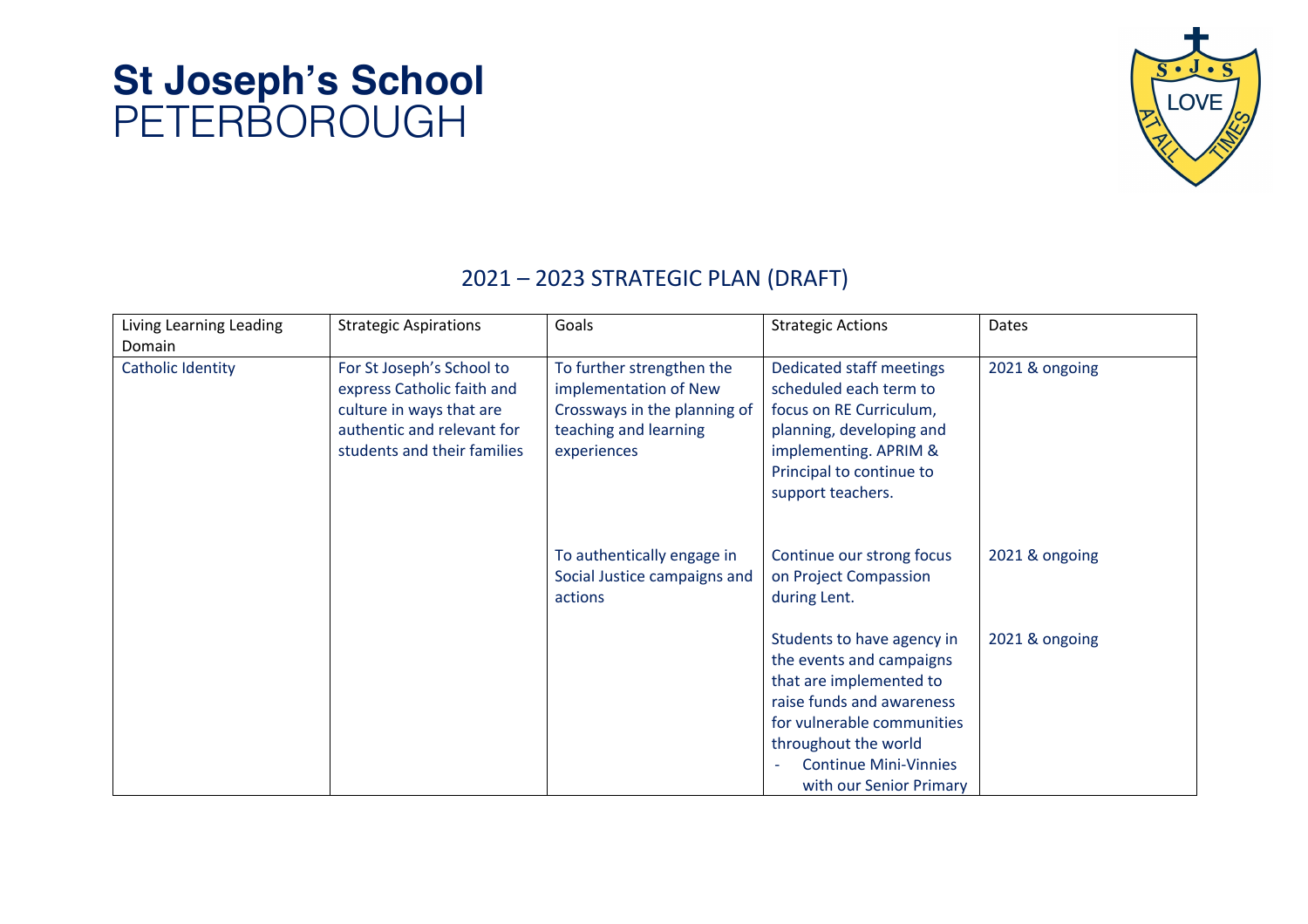# St Joseph's School
PETERBOROUGH

## 2021 – 2023 STRATEGIC PLAN (DRAFT)

| Living Learning Leading Domain | Strategic Aspirations | Goals | Strategic Actions | Dates |
|---|---|---|---|---|
| Catholic Identity | For St Joseph's School to express Catholic faith and culture in ways that are authentic and relevant for students and their families | To further strengthen the implementation of New Crossways in the planning of teaching and learning experiences | Dedicated staff meetings scheduled each term to focus on RE Curriculum, planning, developing and implementing. APRIM & Principal to continue to support teachers. | 2021 & ongoing |
| | | To authentically engage in Social Justice campaigns and actions | Continue our strong focus on Project Compassion during Lent. | 2021 & ongoing |
| | | | Students to have agency in the events and campaigns that are implemented to raise funds and awareness for vulnerable communities throughout the world<br>- Continue Mini-Vinnies with our Senior Primary | 2021 & ongoing |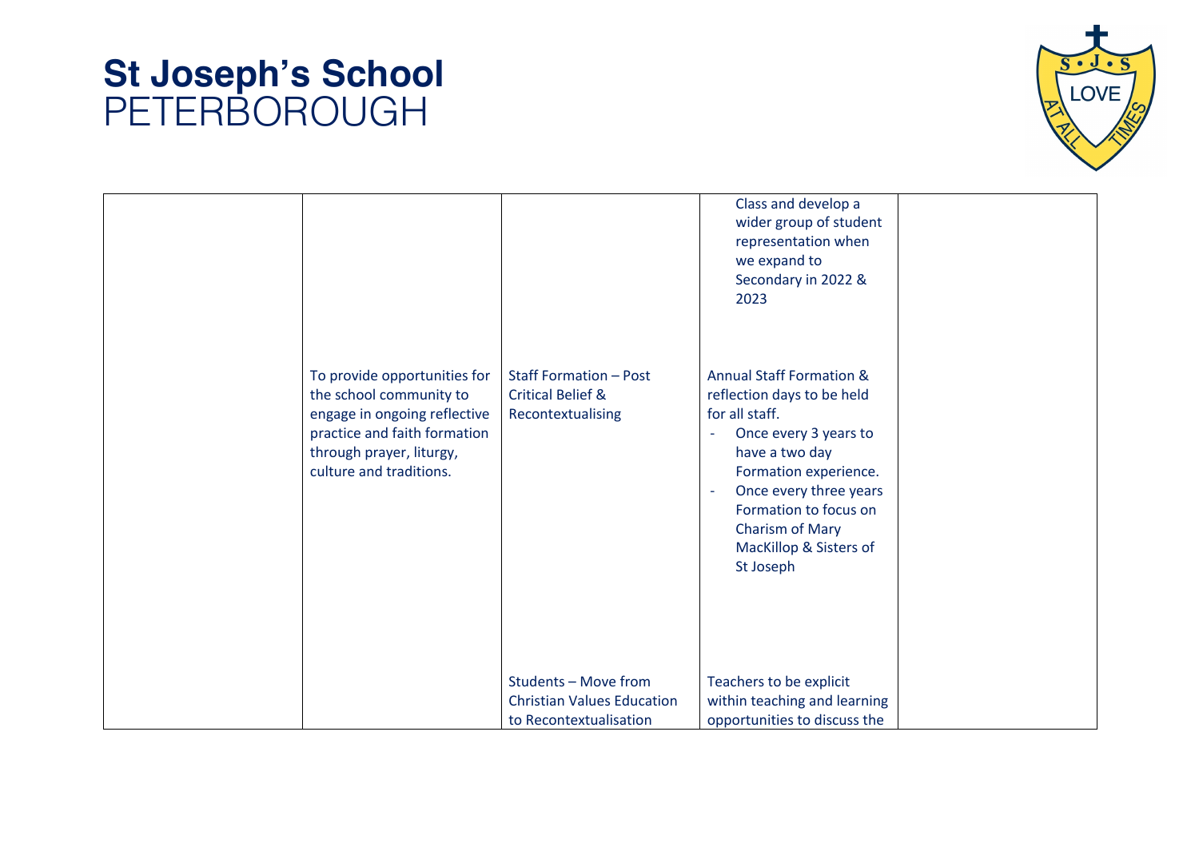# St Joseph's School
PETERBOROUGH

| | | | | |
|---|---|---|---|---|
| | | | Class and develop a wider group of student representation when we expand to Secondary in 2022 & 2023 | |
| | To provide opportunities for the school community to engage in ongoing reflective practice and faith formation through prayer, liturgy, culture and traditions. | Staff Formation – Post Critical Belief & Recontextualising | Annual Staff Formation & reflection days to be held for all staff.<br>- Once every 3 years to have a two day Formation experience.<br>- Once every three years Formation to focus on Charism of Mary MacKillop & Sisters of St Joseph | |
| | | Students – Move from Christian Values Education to Recontextualisation | Teachers to be explicit within teaching and learning opportunities to discuss the | |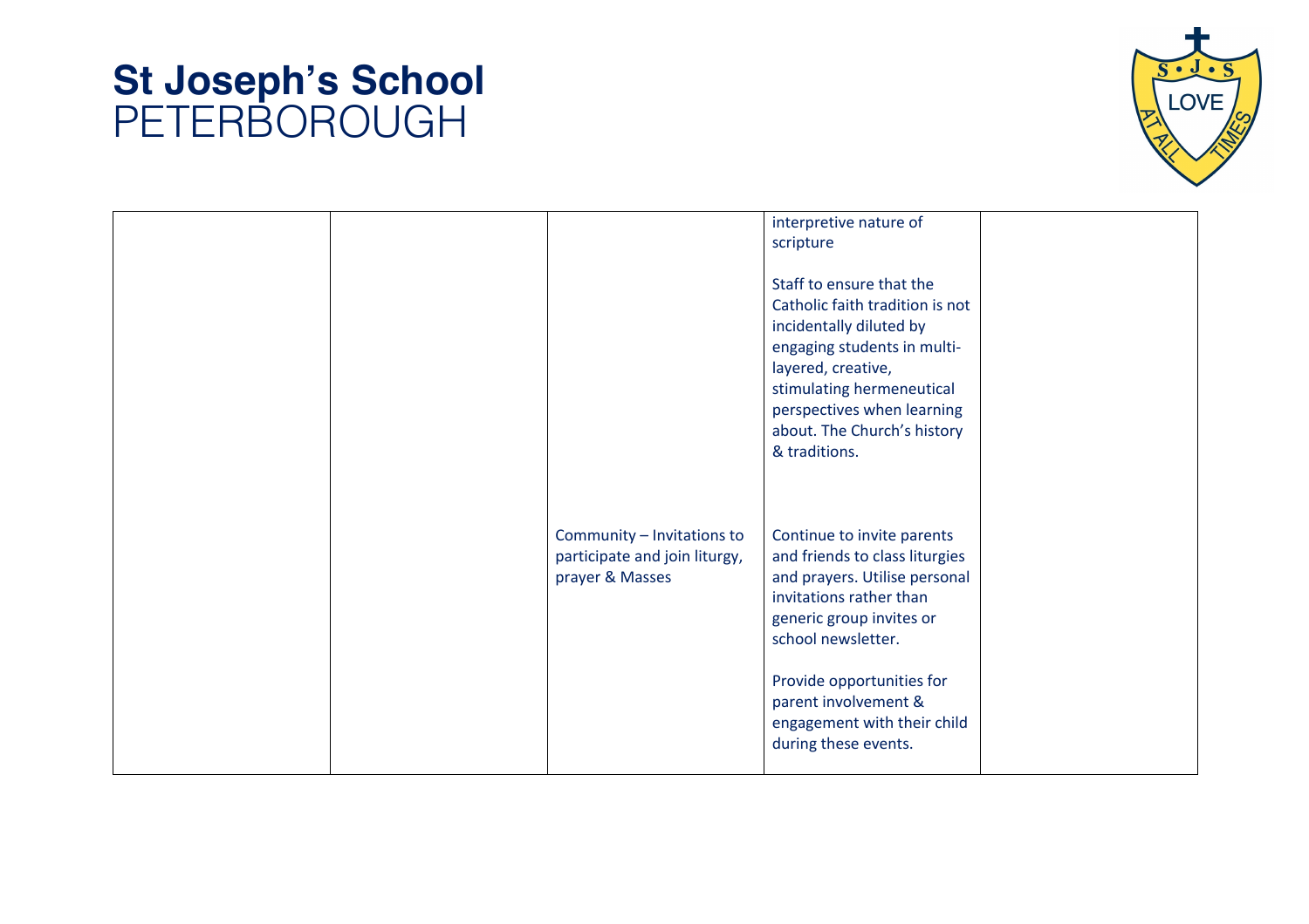# St Joseph's School
PETERBOROUGH

| | | | | |
|---|---|---|---|---|
| | | | interpretive nature of scripture<br><br>Staff to ensure that the Catholic faith tradition is not incidentally diluted by engaging students in multi-layered, creative, stimulating hermeneutical perspectives when learning about. The Church's history & traditions. | |
| | | Community – Invitations to participate and join liturgy, prayer & Masses | Continue to invite parents and friends to class liturgies and prayers. Utilise personal invitations rather than generic group invites or school newsletter.<br><br>Provide opportunities for parent involvement & engagement with their child during these events. | |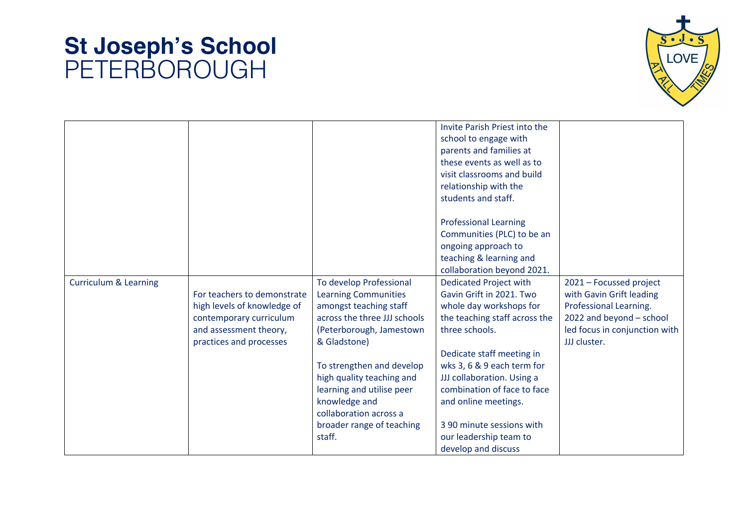# St Joseph's School
PETERBOROUGH

| | | | | |
|---|---|---|---|---|
| | | | Invite Parish Priest into the school to engage with parents and families at these events as well as to visit classrooms and build relationship with the students and staff.<br><br>Professional Learning Communities (PLC) to be an ongoing approach to teaching & learning and collaboration beyond 2021. | |
| Curriculum & Learning | For teachers to demonstrate high levels of knowledge of contemporary curriculum and assessment theory, practices and processes | To develop Professional Learning Communities amongst teaching staff across the three JJJ schools (Peterborough, Jamestown & Gladstone)<br><br>To strengthen and develop high quality teaching and learning and utilise peer knowledge and collaboration across a broader range of teaching staff. | Dedicated Project with Gavin Grift in 2021. Two whole day workshops for the teaching staff across the three schools.<br><br>Dedicate staff meeting in wks 3, 6 & 9 each term for JJJ collaboration. Using a combination of face to face and online meetings.<br><br>3 90 minute sessions with our leadership team to develop and discuss | 2021 – Focussed project with Gavin Grift leading Professional Learning.<br>2022 and beyond – school led focus in conjunction with JJJ cluster. |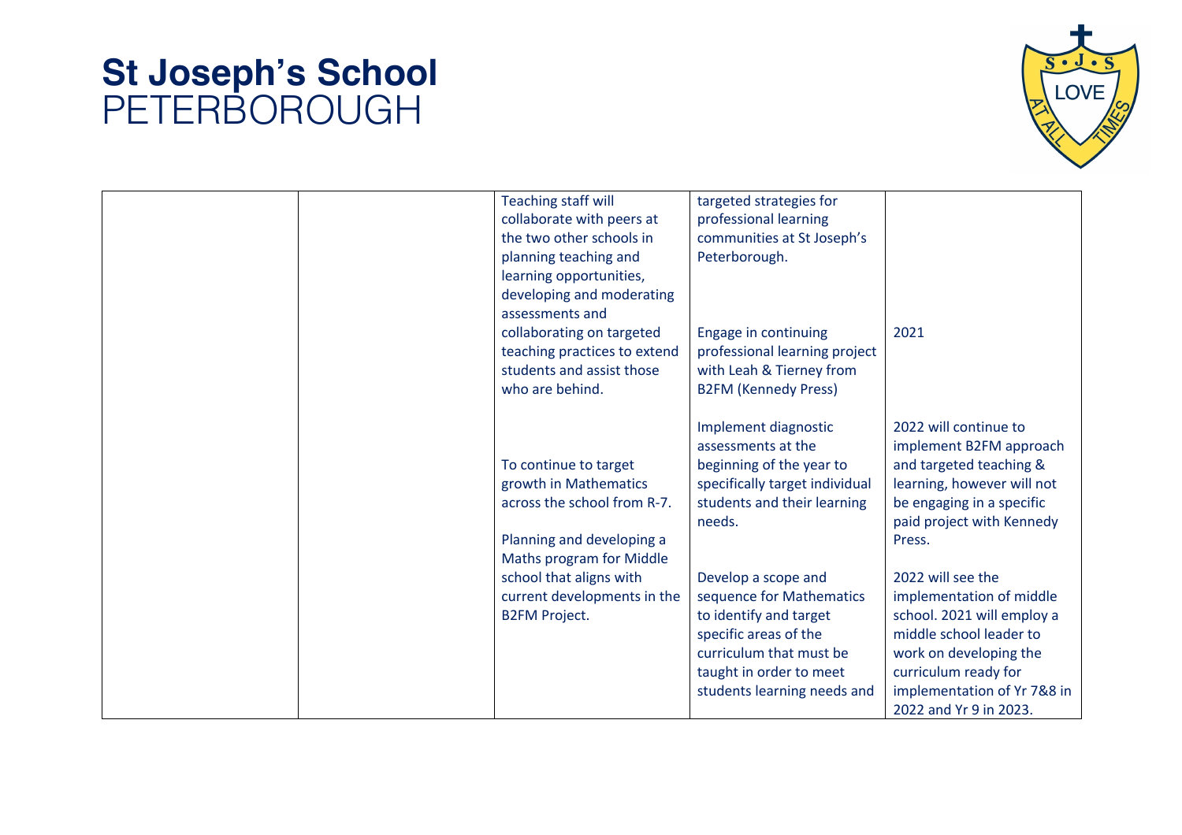# St Joseph's School
PETERBOROUGH

| | | | | |
|---|---|---|---|---|
| | | Teaching staff will collaborate with peers at the two other schools in planning teaching and learning opportunities, developing and moderating assessments and collaborating on targeted teaching practices to extend students and assist those who are behind. | targeted strategies for professional learning communities at St Joseph's Peterborough. | |
| | | | Engage in continuing professional learning project with Leah & Tierney from B2FM (Kennedy Press) | 2021 |
| | | To continue to target growth in Mathematics across the school from R-7. | Implement diagnostic assessments at the beginning of the year to specifically target individual students and their learning needs. | 2022 will continue to implement B2FM approach and targeted teaching & learning, however will not be engaging in a specific paid project with Kennedy Press. |
| | | Planning and developing a Maths program for Middle school that aligns with current developments in the B2FM Project. | Develop a scope and sequence for Mathematics to identify and target specific areas of the curriculum that must be taught in order to meet students learning needs and | 2022 will see the implementation of middle school. 2021 will employ a middle school leader to work on developing the curriculum ready for implementation of Yr 7&8 in 2022 and Yr 9 in 2023. |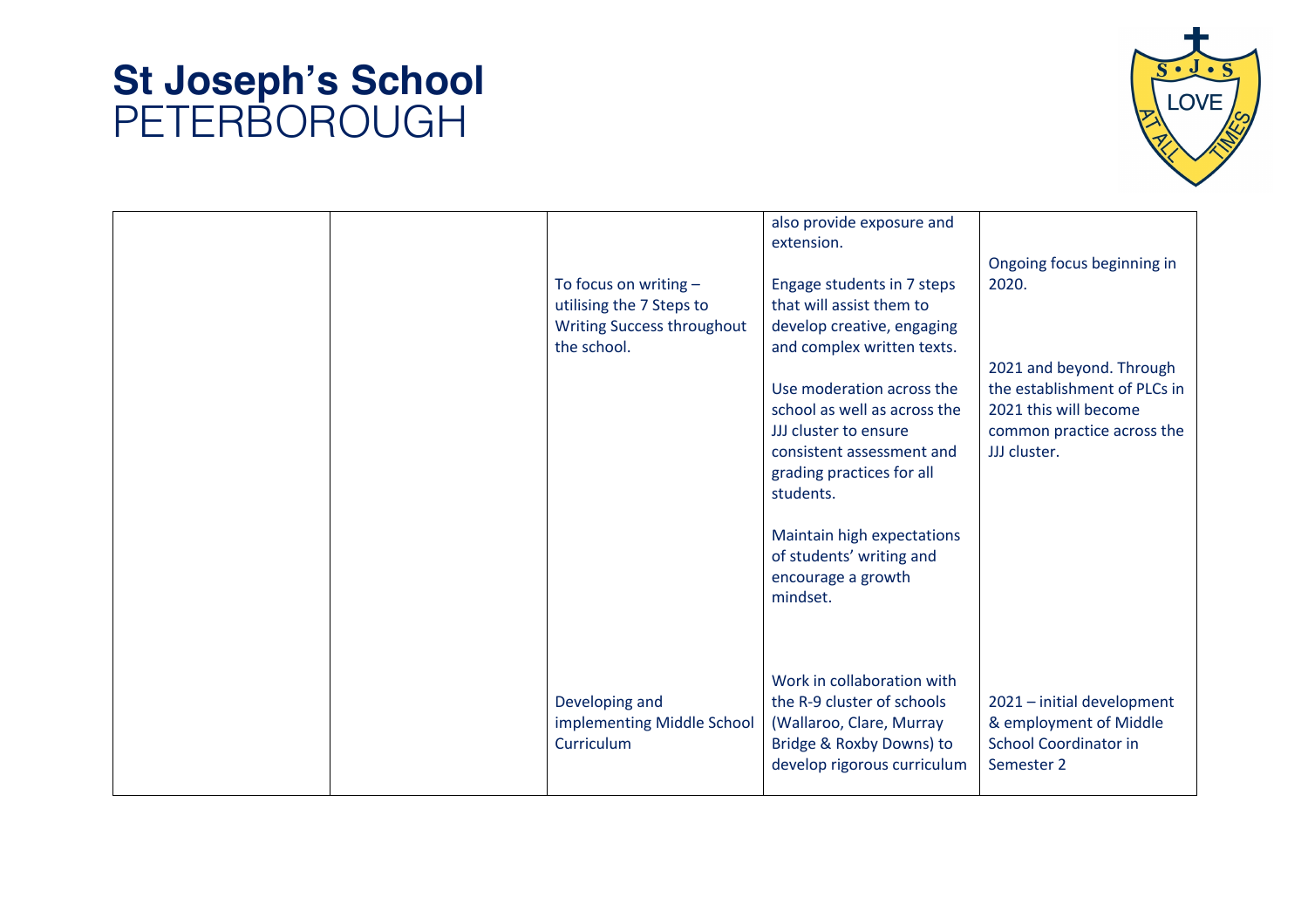# St Joseph's School PETERBOROUGH

| | | | | |
|---|---|---|---|---|
| | | | also provide exposure and extension. | |
| | | To focus on writing – utilising the 7 Steps to Writing Success throughout the school. | Engage students in 7 steps that will assist them to develop creative, engaging and complex written texts.<br><br>Use moderation across the school as well as across the JJJ cluster to ensure consistent assessment and grading practices for all students.<br><br>Maintain high expectations of students' writing and encourage a growth mindset. | Ongoing focus beginning in 2020.<br><br>2021 and beyond. Through the establishment of PLCs in 2021 this will become common practice across the JJJ cluster. |
| | | Developing and implementing Middle School Curriculum | Work in collaboration with the R-9 cluster of schools (Wallaroo, Clare, Murray Bridge & Roxby Downs) to develop rigorous curriculum | 2021 – initial development & employment of Middle School Coordinator in Semester 2 |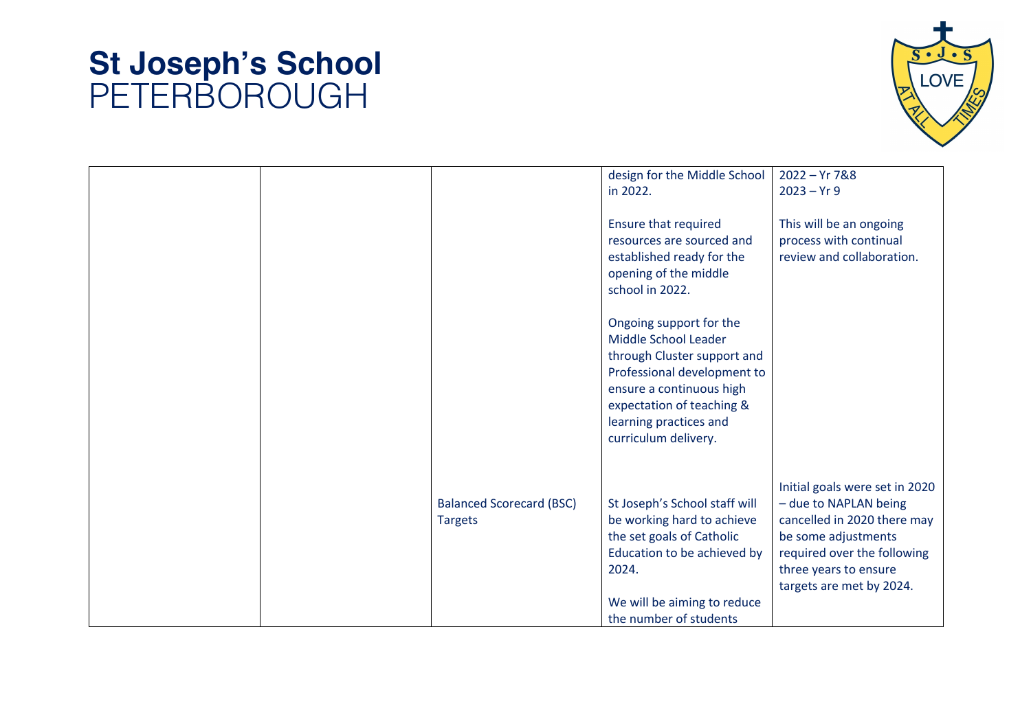# St Joseph's School
PETERBOROUGH

| | | | | |
|---|---|---|---|---|
| | | | design for the Middle School in 2022.<br><br>Ensure that required resources are sourced and established ready for the opening of the middle school in 2022.<br><br>Ongoing support for the Middle School Leader through Cluster support and Professional development to ensure a continuous high expectation of teaching & learning practices and curriculum delivery. | 2022 – Yr 7&8<br>2023 – Yr 9<br><br>This will be an ongoing process with continual review and collaboration. |
| | | Balanced Scorecard (BSC) Targets | St Joseph's School staff will be working hard to achieve the set goals of Catholic Education to be achieved by 2024.<br><br>We will be aiming to reduce the number of students | Initial goals were set in 2020 – due to NAPLAN being cancelled in 2020 there may be some adjustments required over the following three years to ensure targets are met by 2024. |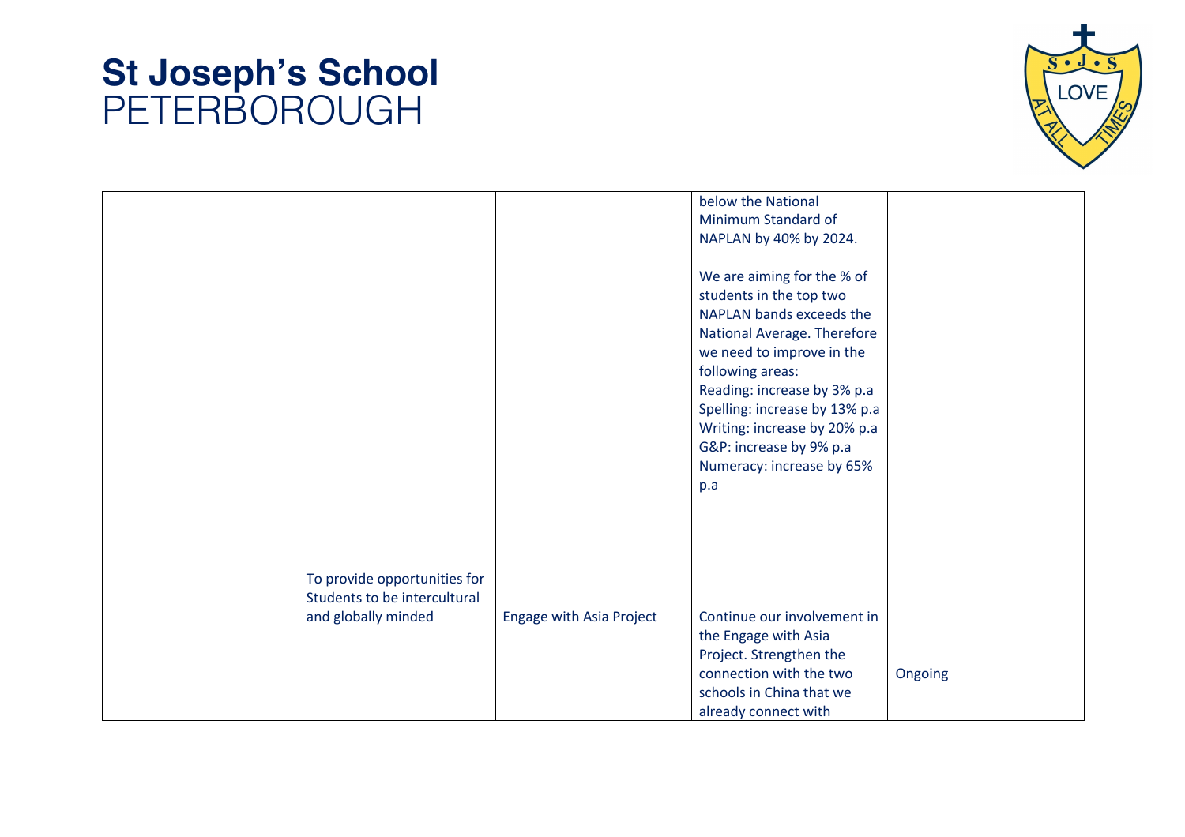# St Joseph's School
PETERBOROUGH

| | | | | |
|---|---|---|---|---|
| | | | below the National Minimum Standard of NAPLAN by 40% by 2024.<br><br>We are aiming for the % of students in the top two NAPLAN bands exceeds the National Average. Therefore we need to improve in the following areas:<br>Reading: increase by 3% p.a<br>Spelling: increase by 13% p.a<br>Writing: increase by 20% p.a<br>G&P: increase by 9% p.a<br>Numeracy: increase by 65% p.a | |
| | To provide opportunities for Students to be intercultural and globally minded | Engage with Asia Project | Continue our involvement in the Engage with Asia Project. Strengthen the connection with the two schools in China that we already connect with | Ongoing |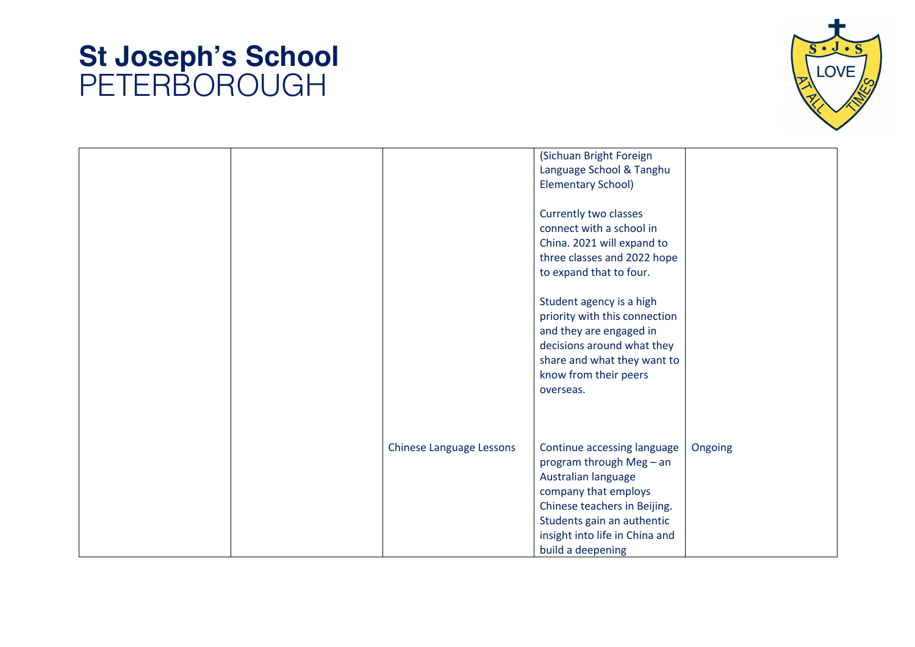# St Joseph's School
PETERBOROUGH

| | | | | |
|---|---|---|---|---|
| | | | (Sichuan Bright Foreign Language School & Tanghu Elementary School)<br><br>Currently two classes connect with a school in China. 2021 will expand to three classes and 2022 hope to expand that to four.<br><br>Student agency is a high priority with this connection and they are engaged in decisions around what they share and what they want to know from their peers overseas. | |
| | | Chinese Language Lessons | Continue accessing language program through Meg – an Australian language company that employs Chinese teachers in Beijing. Students gain an authentic insight into life in China and build a deepening | Ongoing |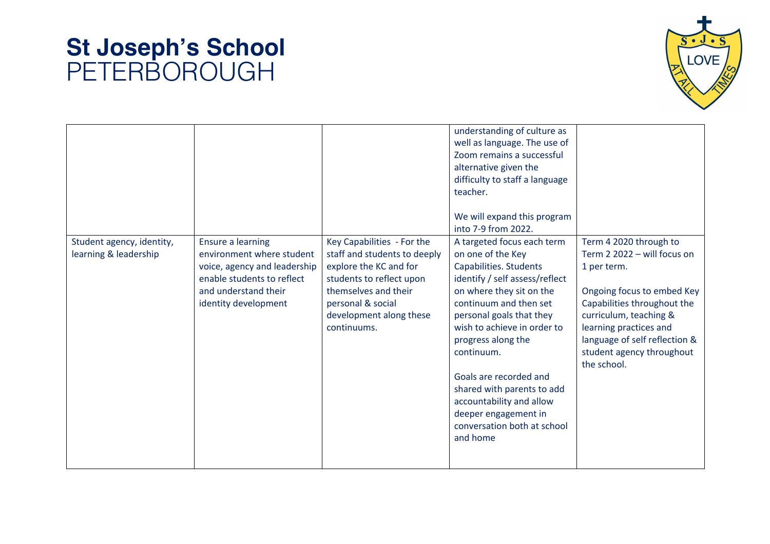| | | | | |
|---|---|---|---|---|
| | | | understanding of culture as well as language. The use of Zoom remains a successful alternative given the difficulty to staff a language teacher.<br><br>We will expand this program into 7-9 from 2022. | |
| Student agency, identity, learning & leadership | Ensure a learning environment where student voice, agency and leadership enable students to reflect and understand their identity development | Key Capabilities - For the staff and students to deeply explore the KC and for students to reflect upon themselves and their personal & social development along these continuums. | A targeted focus each term on one of the Key Capabilities. Students identify / self assess/reflect on where they sit on the continuum and then set personal goals that they wish to achieve in order to progress along the continuum.<br><br>Goals are recorded and shared with parents to add accountability and allow deeper engagement in conversation both at school and home | Term 4 2020 through to Term 2 2022 – will focus on 1 per term.<br><br>Ongoing focus to embed Key Capabilities throughout the curriculum, teaching & learning practices and language of self reflection & student agency throughout the school. |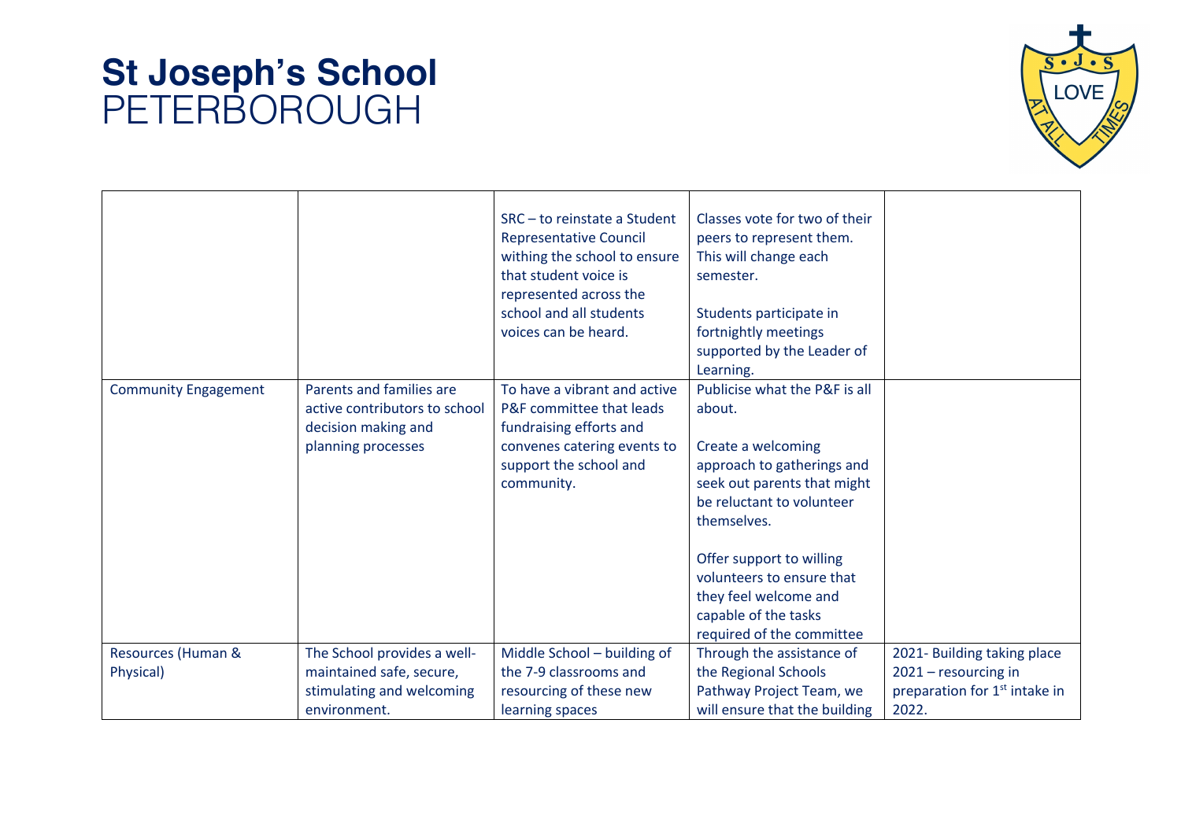# St Joseph's School
PETERBOROUGH

| | | | | |
|---|---|---|---|---|
| | | SRC – to reinstate a Student Representative Council withing the school to ensure that student voice is represented across the school and all students voices can be heard. | Classes vote for two of their peers to represent them. This will change each semester.<br><br>Students participate in fortnightly meetings supported by the Leader of Learning. | |
| Community Engagement | Parents and families are active contributors to school decision making and planning processes | To have a vibrant and active P&F committee that leads fundraising efforts and convenes catering events to support the school and community. | Publicise what the P&F is all about.<br><br>Create a welcoming approach to gatherings and seek out parents that might be reluctant to volunteer themselves.<br><br>Offer support to willing volunteers to ensure that they feel welcome and capable of the tasks required of the committee | |
| Resources (Human & Physical) | The School provides a well-maintained safe, secure, stimulating and welcoming environment. | Middle School – building of the 7-9 classrooms and resourcing of these new learning spaces | Through the assistance of the Regional Schools Pathway Project Team, we will ensure that the building | 2021- Building taking place 2021 – resourcing in preparation for 1st intake in 2022. |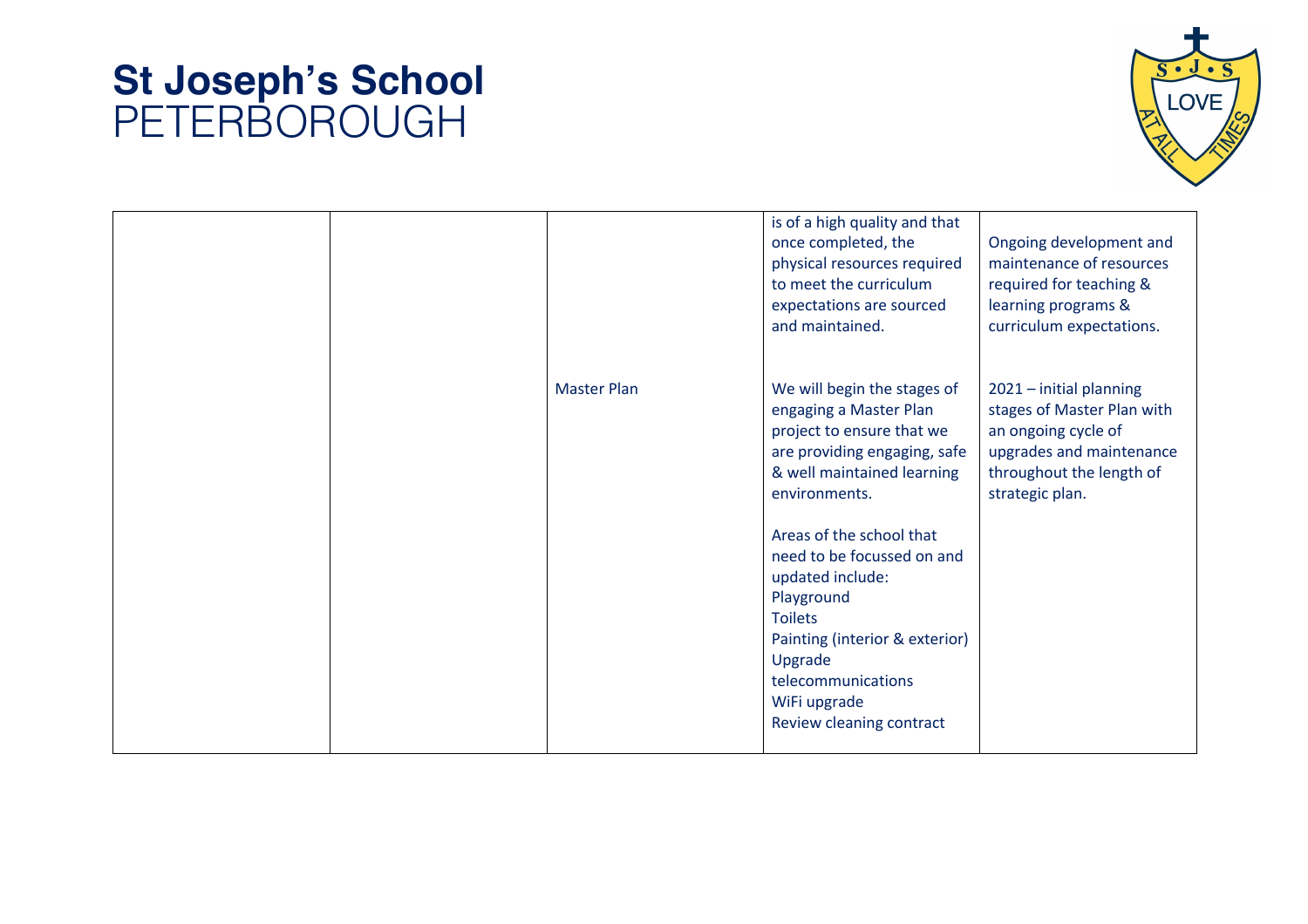# St Joseph's School
PETERBOROUGH

| | | | | |
|---|---|---|---|---|
| | | | is of a high quality and that once completed, the physical resources required to meet the curriculum expectations are sourced and maintained. | Ongoing development and maintenance of resources required for teaching & learning programs & curriculum expectations. |
| | | Master Plan | We will begin the stages of engaging a Master Plan project to ensure that we are providing engaging, safe & well maintained learning environments.<br><br>Areas of the school that need to be focussed on and updated include:<br>Playground<br>Toilets<br>Painting (interior & exterior)<br>Upgrade telecommunications<br>WiFi upgrade<br>Review cleaning contract | 2021 – initial planning stages of Master Plan with an ongoing cycle of upgrades and maintenance throughout the length of strategic plan. |